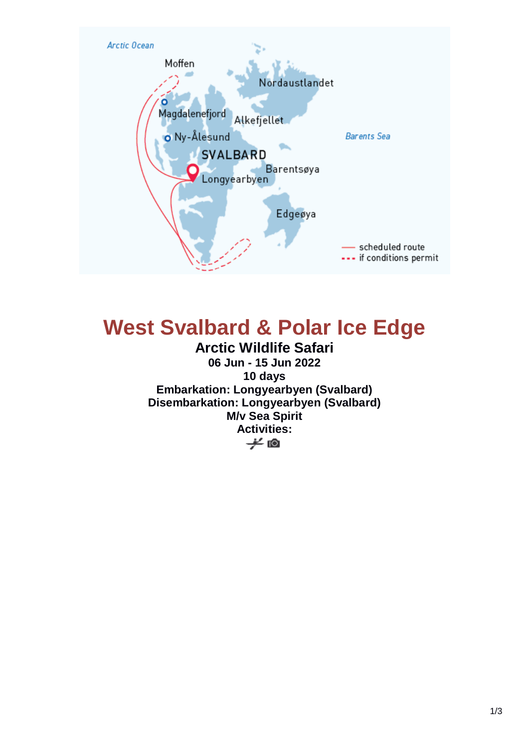# West Svalbard & Polar Ice Edge

**Arctic Wildlife Safari**

**06 Jun - 15 Jun 2022**

**10 days**

**Embarkation: Longyearbyen (Svalbard)**

**Disembarkation: Longyearbyen (Svalbard)**

**M/v Sea Spirit**

**Activities:**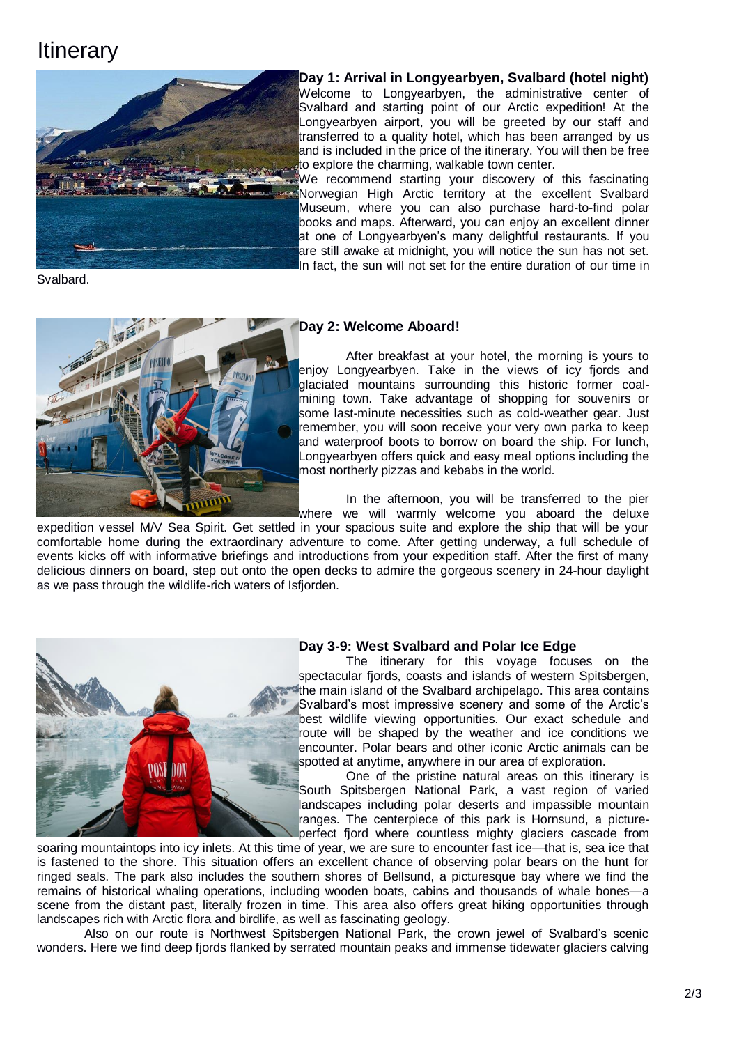# Itinerary

**Day 1: Arrival in Longyearbyen, Svalbard (hotel night)**

Welcome to Longyearbyen, the administrative center of Svalbard and starting point of our Arctic expedition! At the Longyearbyen airport, you will be greeted by our staff and transferred to a quality hotel, which has been arranged by us and is included in the price of the itinerary. You will then be free to explore the charming, walkable town center.

We recommend starting your discovery of this fascinating Norwegian High Arctic territory at the excellent Svalbard Museum, where you can also purchase hard-to-find polar books and maps. Afterward, you can enjoy an excellent dinner at one of Longyearbyen's many delightful restaurants. If you are still awake at midnight, you will notice the sun has not set. In fact, the sun will not set for the entire duration of our time in Svalbard.

**Day 2: Welcome Aboard!**

After breakfast at your hotel, the morning is yours to enjoy Longyearbyen. Take in the views of icy fjords and glaciated mountains surrounding this historic former coal-mining town. Take advantage of shopping for souvenirs or some last-minute necessities such as cold-weather gear. Just remember, you will soon receive your very own parka to keep and waterproof boots to borrow on board the ship. For lunch, Longyearbyen offers quick and easy meal options including the most northerly pizzas and kebabs in the world.

In the afternoon, you will be transferred to the pier where we will warmly welcome you aboard the deluxe expedition vessel M/V Sea Spirit. Get settled in your spacious suite and explore the ship that will be your comfortable home during the extraordinary adventure to come. After getting underway, a full schedule of events kicks off with informative briefings and introductions from your expedition staff. After the first of many delicious dinners on board, step out onto the open decks to admire the gorgeous scenery in 24-hour daylight as we pass through the wildlife-rich waters of Isfjorden.

**Day 3-9: West Svalbard and Polar Ice Edge**

The itinerary for this voyage focuses on the spectacular fjords, coasts and islands of western Spitsbergen, the main island of the Svalbard archipelago. This area contains Svalbard's most impressive scenery and some of the Arctic's best wildlife viewing opportunities. Our exact schedule and route will be shaped by the weather and ice conditions we encounter. Polar bears and other iconic Arctic animals can be spotted at anytime, anywhere in our area of exploration.

One of the pristine natural areas on this itinerary is South Spitsbergen National Park, a vast region of varied landscapes including polar deserts and impassible mountain ranges. The centerpiece of this park is Hornsund, a picture-perfect fjord where countless mighty glaciers cascade from soaring mountaintops into icy inlets. At this time of year, we are sure to encounter fast ice—that is, sea ice that is fastened to the shore. This situation offers an excellent chance of observing polar bears on the hunt for ringed seals. The park also includes the southern shores of Bellsund, a picturesque bay where we find the remains of historical whaling operations, including wooden boats, cabins and thousands of whale bones—a scene from the distant past, literally frozen in time. This area also offers great hiking opportunities through landscapes rich with Arctic flora and birdlife, as well as fascinating geology.

Also on our route is Northwest Spitsbergen National Park, the crown jewel of Svalbard's scenic wonders. Here we find deep fjords flanked by serrated mountain peaks and immense tidewater glaciers calving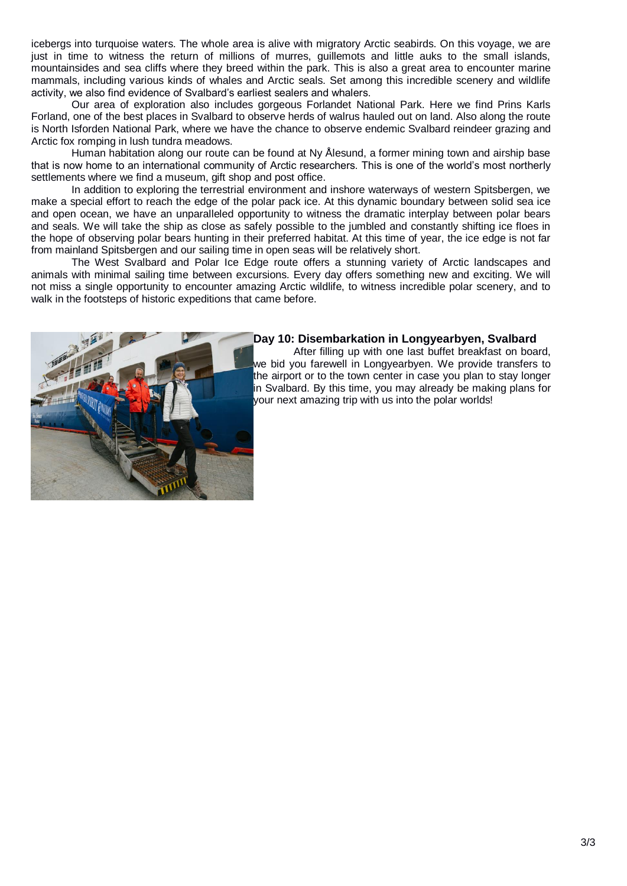icebergs into turquoise waters. The whole area is alive with migratory Arctic seabirds. On this voyage, we are just in time to witness the return of millions of murres, guillemots and little auks to the small islands, mountainsides and sea cliffs where they breed within the park. This is also a great area to encounter marine mammals, including various kinds of whales and Arctic seals. Set among this incredible scenery and wildlife activity, we also find evidence of Svalbard's earliest sealers and whalers.

Our area of exploration also includes gorgeous Forlandet National Park. Here we find Prins Karls Forland, one of the best places in Svalbard to observe herds of walrus hauled out on land. Also along the route is North Isforden National Park, where we have the chance to observe endemic Svalbard reindeer grazing and Arctic fox romping in lush tundra meadows.

Human habitation along our route can be found at Ny Ålesund, a former mining town and airship base that is now home to an international community of Arctic researchers. This is one of the world's most northerly settlements where we find a museum, gift shop and post office.

In addition to exploring the terrestrial environment and inshore waterways of western Spitsbergen, we make a special effort to reach the edge of the polar pack ice. At this dynamic boundary between solid sea ice and open ocean, we have an unparalleled opportunity to witness the dramatic interplay between polar bears and seals. We will take the ship as close as safely possible to the jumbled and constantly shifting ice floes in the hope of observing polar bears hunting in their preferred habitat. At this time of year, the ice edge is not far from mainland Spitsbergen and our sailing time in open seas will be relatively short.

The West Svalbard and Polar Ice Edge route offers a stunning variety of Arctic landscapes and animals with minimal sailing time between excursions. Every day offers something new and exciting. We will not miss a single opportunity to encounter amazing Arctic wildlife, to witness incredible polar scenery, and to walk in the footsteps of historic expeditions that came before.

### Day 10: Disembarkation in Longyearbyen, Svalbard

After filling up with one last buffet breakfast on board, we bid you farewell in Longyearbyen. We provide transfers to the airport or to the town center in case you plan to stay longer in Svalbard. By this time, you may already be making plans for your next amazing trip with us into the polar worlds!